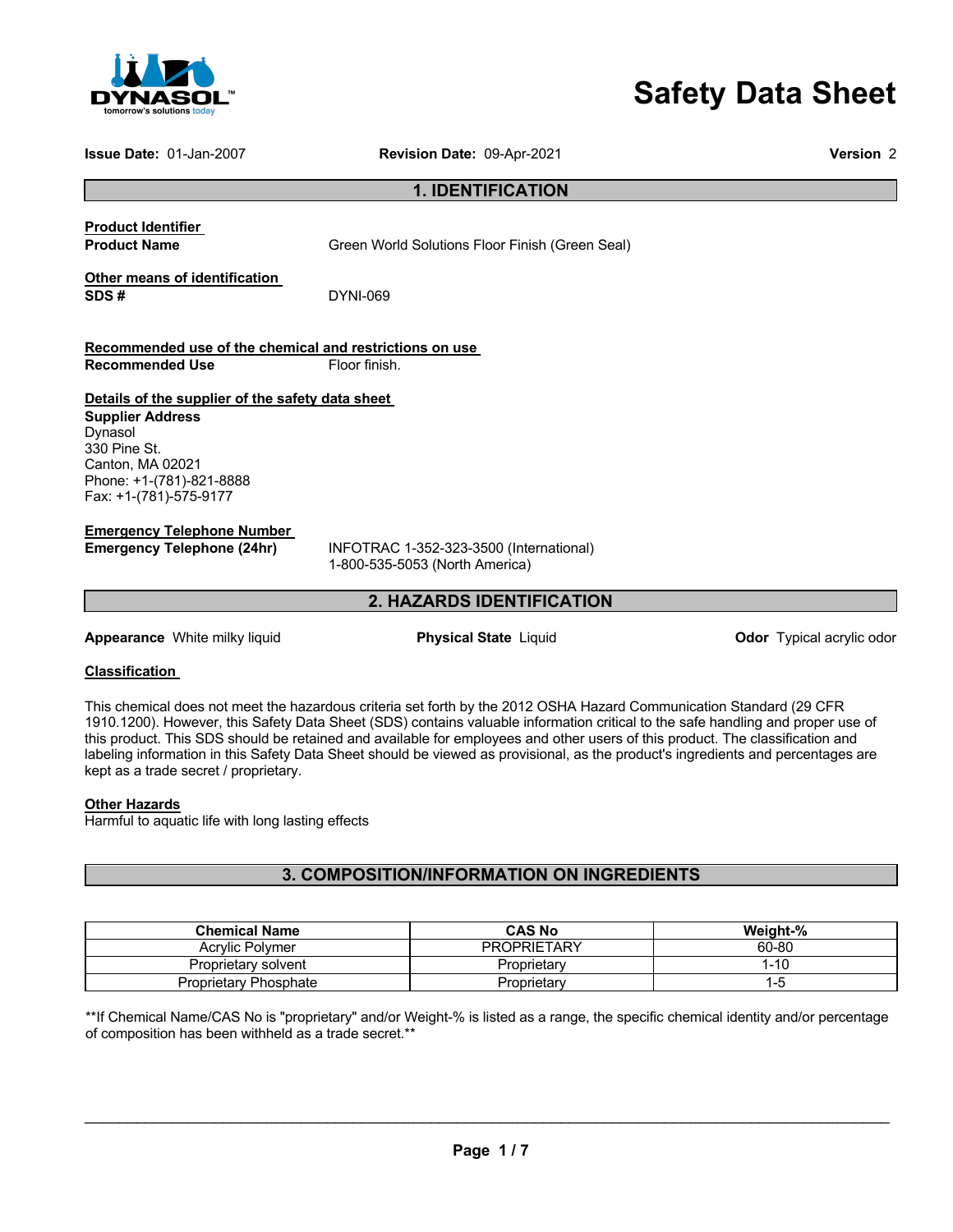# Safety Data Sheet

**Issue Date:** 01-Jan-2007 **Revision Date:** 09-Apr-2021 **Version** 2

## 1. IDENTIFICATION

**Product Identifier**

**Product Name** Green World Solutions Floor Finish (Green Seal)

**Other means of identification**

**SDS #** DYNI-069

**Recommended use of the chemical and restrictions on use**

**Recommended Use** Floor finish.

**Details of the supplier of the safety data sheet**

**Supplier Address**
Dynasol
330 Pine St.
Canton, MA 02021
Phone: +1-(781)-821-8888
Fax: +1-(781)-575-9177

**Emergency Telephone Number**

**Emergency Telephone (24hr)** INFOTRAC 1-352-323-3500 (International)
1-800-535-5053 (North America)

## 2. HAZARDS IDENTIFICATION

**Appearance** White milky liquid **Physical State** Liquid **Odor** Typical acrylic odor

**Classification**

This chemical does not meet the hazardous criteria set forth by the 2012 OSHA Hazard Communication Standard (29 CFR 1910.1200). However, this Safety Data Sheet (SDS) contains valuable information critical to the safe handling and proper use of this product. This SDS should be retained and available for employees and other users of this product. The classification and labeling information in this Safety Data Sheet should be viewed as provisional, as the product's ingredients and percentages are kept as a trade secret / proprietary.

**Other Hazards**

Harmful to aquatic life with long lasting effects

## 3. COMPOSITION/INFORMATION ON INGREDIENTS

| Chemical Name | CAS No | Weight-% |
| --- | --- | --- |
| Acrylic Polymer | PROPRIETARY | 60-80 |
| Proprietary solvent | Proprietary | 1-10 |
| Proprietary Phosphate | Proprietary | 1-5 |

**If Chemical Name/CAS No is "proprietary" and/or Weight-% is listed as a range, the specific chemical identity and/or percentage of composition has been withheld as a trade secret.**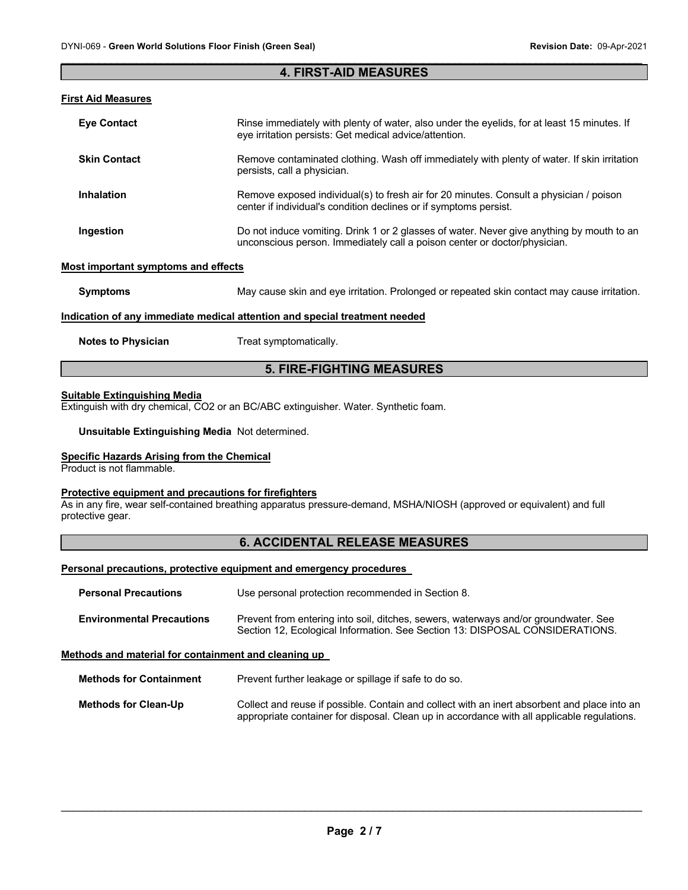## 4. FIRST-AID MEASURES

### First Aid Measures

**Eye Contact** Rinse immediately with plenty of water, also under the eyelids, for at least 15 minutes. If eye irritation persists: Get medical advice/attention.

**Skin Contact** Remove contaminated clothing. Wash off immediately with plenty of water. If skin irritation persists, call a physician.

**Inhalation** Remove exposed individual(s) to fresh air for 20 minutes. Consult a physician / poison center if individual's condition declines or if symptoms persist.

**Ingestion** Do not induce vomiting. Drink 1 or 2 glasses of water. Never give anything by mouth to an unconscious person. Immediately call a poison center or doctor/physician.

### Most important symptoms and effects

**Symptoms** May cause skin and eye irritation. Prolonged or repeated skin contact may cause irritation.

### Indication of any immediate medical attention and special treatment needed

**Notes to Physician** Treat symptomatically.

## 5. FIRE-FIGHTING MEASURES

### Suitable Extinguishing Media

Extinguish with dry chemical, $CO_2$ or an BC/ABC extinguisher. Water. Synthetic foam.

**Unsuitable Extinguishing Media** Not determined.

### Specific Hazards Arising from the Chemical

Product is not flammable.

### Protective equipment and precautions for firefighters

As in any fire, wear self-contained breathing apparatus pressure-demand, MSHA/NIOSH (approved or equivalent) and full protective gear.

## 6. ACCIDENTAL RELEASE MEASURES

### Personal precautions, protective equipment and emergency procedures

**Personal Precautions** Use personal protection recommended in Section 8.

**Environmental Precautions** Prevent from entering into soil, ditches, sewers, waterways and/or groundwater. See Section 12, Ecological Information. See Section 13: DISPOSAL CONSIDERATIONS.

### Methods and material for containment and cleaning up

**Methods for Containment** Prevent further leakage or spillage if safe to do so.

**Methods for Clean-Up** Collect and reuse if possible. Contain and collect with an inert absorbent and place into an appropriate container for disposal. Clean up in accordance with all applicable regulations.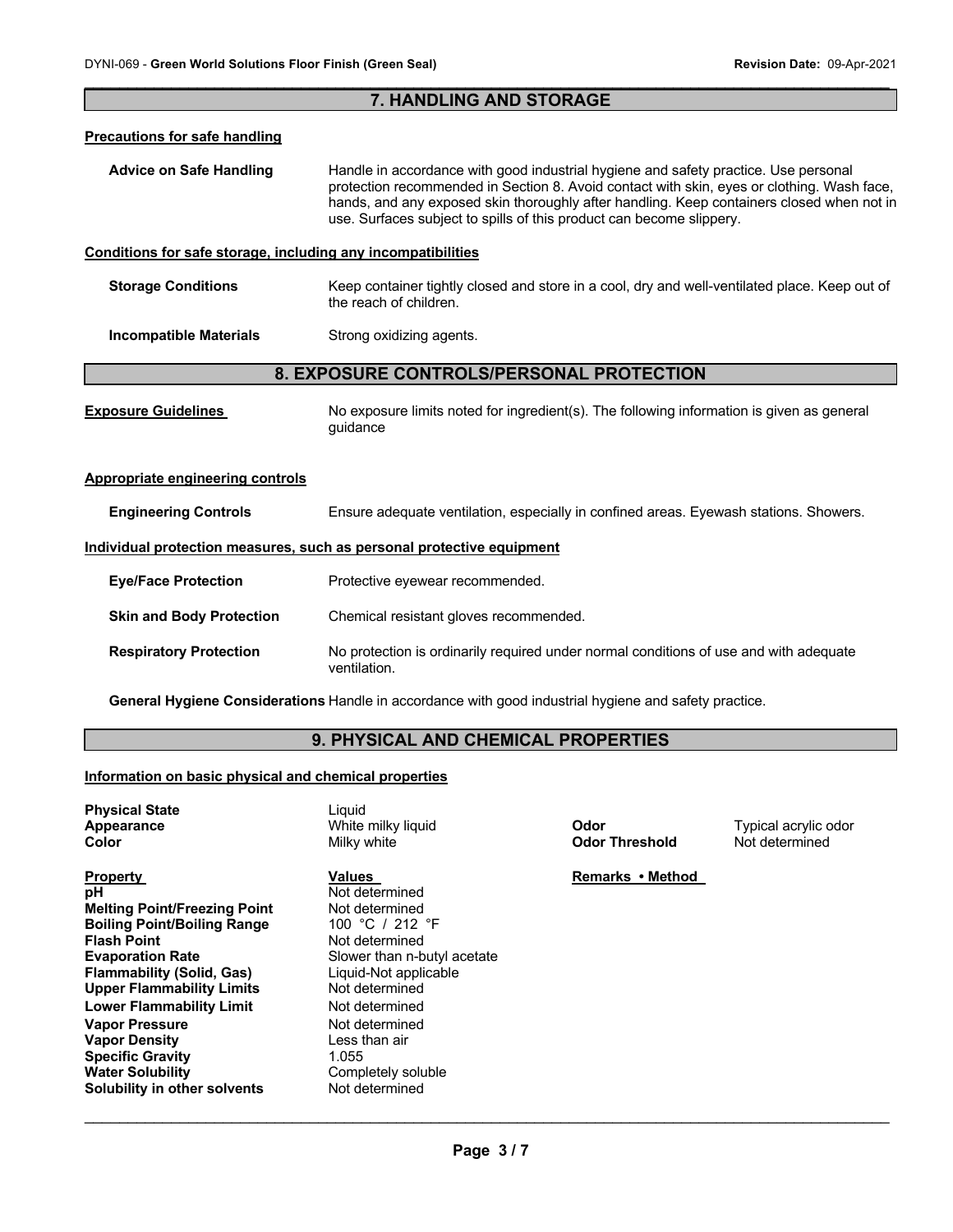## 7. HANDLING AND STORAGE

### Precautions for safe handling

**Advice on Safe Handling** Handle in accordance with good industrial hygiene and safety practice. Use personal protection recommended in Section 8. Avoid contact with skin, eyes or clothing. Wash face, hands, and any exposed skin thoroughly after handling. Keep containers closed when not in use. Surfaces subject to spills of this product can become slippery.

### Conditions for safe storage, including any incompatibilities

**Storage Conditions** Keep container tightly closed and store in a cool, dry and well-ventilated place. Keep out of the reach of children.

**Incompatible Materials** Strong oxidizing agents.

## 8. EXPOSURE CONTROLS/PERSONAL PROTECTION

**Exposure Guidelines** No exposure limits noted for ingredient(s). The following information is given as general guidance

### Appropriate engineering controls

**Engineering Controls** Ensure adequate ventilation, especially in confined areas. Eyewash stations. Showers.

### Individual protection measures, such as personal protective equipment

**Eye/Face Protection** Protective eyewear recommended.

**Skin and Body Protection** Chemical resistant gloves recommended.

**Respiratory Protection** No protection is ordinarily required under normal conditions of use and with adequate ventilation.

**General Hygiene Considerations** Handle in accordance with good industrial hygiene and safety practice.

## 9. PHYSICAL AND CHEMICAL PROPERTIES

### Information on basic physical and chemical properties

**Physical State** Liquid
**Appearance** White milky liquid
**Color** Milky white
**Odor** Typical acrylic odor
**Odor Threshold** Not determined

| Property | Values | Remarks • Method |
|---|---|---|
| **pH** | Not determined | |
| **Melting Point/Freezing Point** | Not determined | |
| **Boiling Point/Boiling Range** | 100 °C / 212 °F | |
| **Flash Point** | Not determined | |
| **Evaporation Rate** | Slower than n-butyl acetate | |
| **Flammability (Solid, Gas)** | Liquid-Not applicable | |
| **Upper Flammability Limits** | Not determined | |
| **Lower Flammability Limit** | Not determined | |
| **Vapor Pressure** | Not determined | |
| **Vapor Density** | Less than air | |
| **Specific Gravity** | 1.055 | |
| **Water Solubility** | Completely soluble | |
| **Solubility in other solvents** | Not determined | |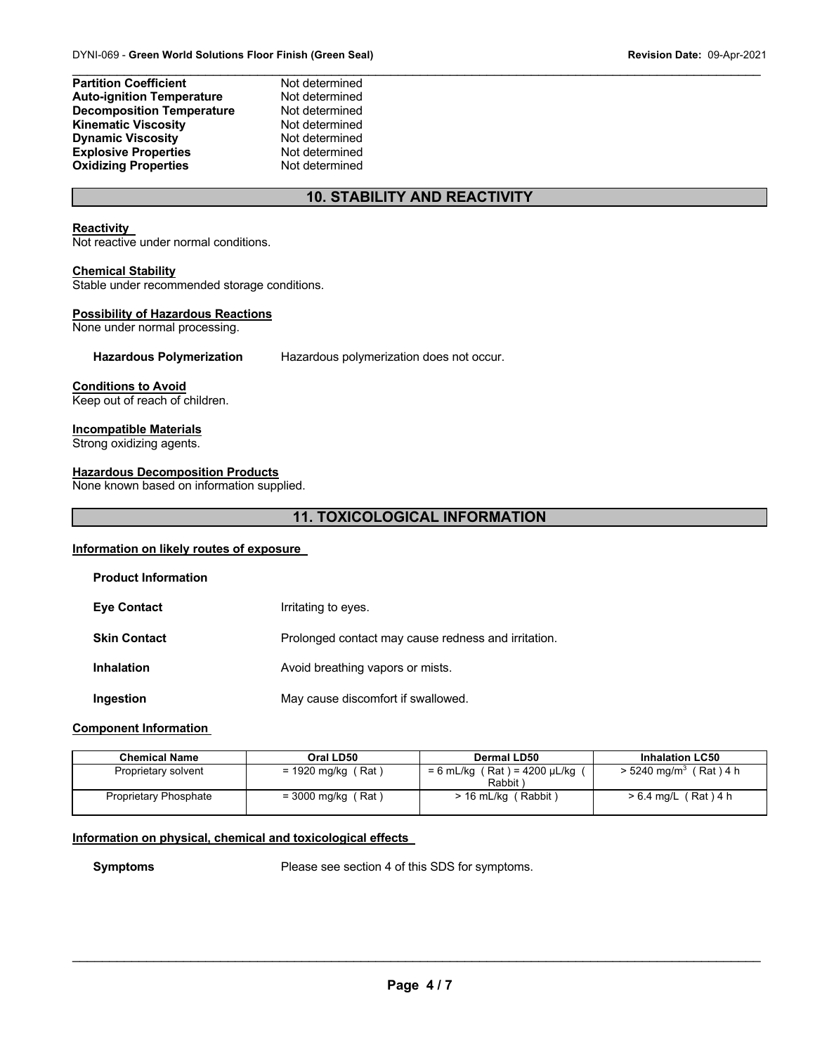| | |
|---|---|
| **Partition Coefficient** | Not determined |
| **Auto-ignition Temperature** | Not determined |
| **Decomposition Temperature** | Not determined |
| **Kinematic Viscosity** | Not determined |
| **Dynamic Viscosity** | Not determined |
| **Explosive Properties** | Not determined |
| **Oxidizing Properties** | Not determined |

## 10. STABILITY AND REACTIVITY

**Reactivity**
Not reactive under normal conditions.

**Chemical Stability**
Stable under recommended storage conditions.

**Possibility of Hazardous Reactions**
None under normal processing.

**Hazardous Polymerization** Hazardous polymerization does not occur.

**Conditions to Avoid**
Keep out of reach of children.

**Incompatible Materials**
Strong oxidizing agents.

**Hazardous Decomposition Products**
None known based on information supplied.

## 11. TOXICOLOGICAL INFORMATION

**Information on likely routes of exposure**

**Product Information**

**Eye Contact** Irritating to eyes.

**Skin Contact** Prolonged contact may cause redness and irritation.

**Inhalation** Avoid breathing vapors or mists.

**Ingestion** May cause discomfort if swallowed.

**Component Information**

| Chemical Name | Oral LD50 | Dermal LD50 | Inhalation LC50 |
|---|---|---|---|
| Proprietary solvent | = 1920 mg/kg ( Rat ) | = 6 mL/kg ( Rat ) = 4200 µL/kg ( Rabbit ) | > 5240 mg/m$^3$ ( Rat ) 4 h |
| Proprietary Phosphate | = 3000 mg/kg ( Rat ) | > 16 mL/kg ( Rabbit ) | > 6.4 mg/L ( Rat ) 4 h |

**Information on physical, chemical and toxicological effects**

**Symptoms** Please see section 4 of this SDS for symptoms.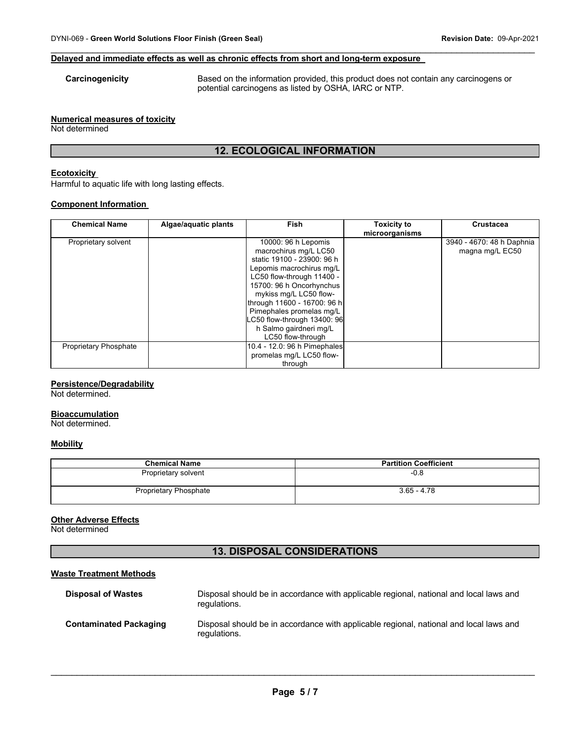**Delayed and immediate effects as well as chronic effects from short and long-term exposure**

**Carcinogenicity** Based on the information provided, this product does not contain any carcinogens or potential carcinogens as listed by OSHA, IARC or NTP.

**Numerical measures of toxicity**
Not determined

## 12. ECOLOGICAL INFORMATION

**Ecotoxicity**
Harmful to aquatic life with long lasting effects.

**Component Information**

| Chemical Name | Algae/aquatic plants | Fish | Toxicity to microorganisms | Crustacea |
|---|---|---|---|---|
| Proprietary solvent | | 10000: 96 h Lepomis macrochirus mg/L LC50 static 19100 - 23900: 96 h Lepomis macrochirus mg/L LC50 flow-through 11400 - 15700: 96 h Oncorhynchus mykiss mg/L LC50 flow-through 11600 - 16700: 96 h Pimephales promelas mg/L LC50 flow-through 13400: 96 h Salmo gairdneri mg/L LC50 flow-through | | 3940 - 4670: 48 h Daphnia magna mg/L EC50 |
| Proprietary Phosphate | | 10.4 - 12.0: 96 h Pimephales promelas mg/L LC50 flow-through | | |

**Persistence/Degradability**
Not determined.

**Bioaccumulation**
Not determined.

**Mobility**

| Chemical Name | Partition Coefficient |
|---|---|
| Proprietary solvent | -0.8 |
| Proprietary Phosphate | 3.65 - 4.78 |

**Other Adverse Effects**
Not determined

## 13. DISPOSAL CONSIDERATIONS

**Waste Treatment Methods**

**Disposal of Wastes** Disposal should be in accordance with applicable regional, national and local laws and regulations.

**Contaminated Packaging** Disposal should be in accordance with applicable regional, national and local laws and regulations.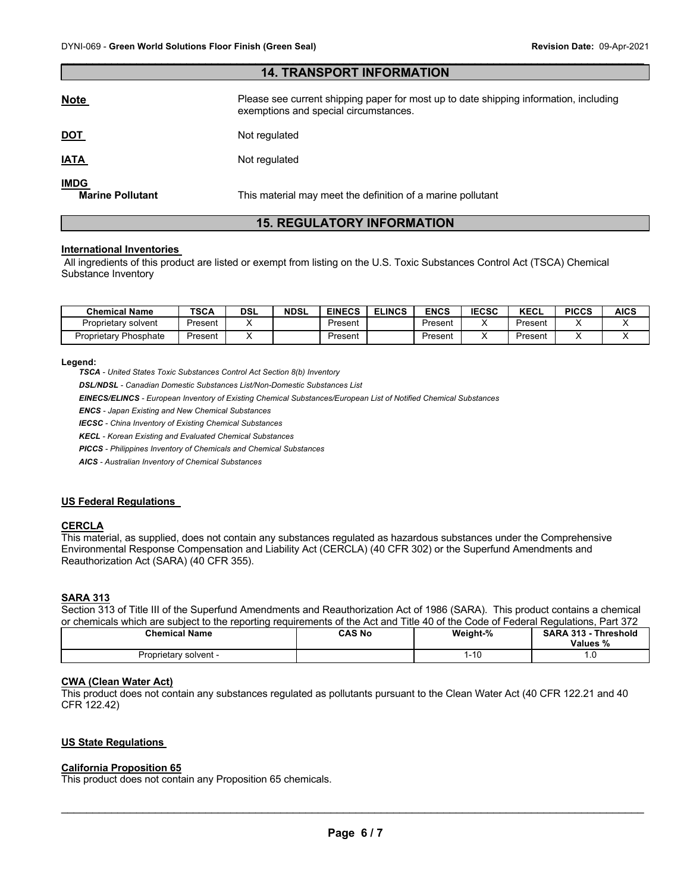## 14. TRANSPORT INFORMATION

**Note** Please see current shipping paper for most up to date shipping information, including exemptions and special circumstances.

**DOT** Not regulated

**IATA** Not regulated

**IMDG**
**Marine Pollutant** This material may meet the definition of a marine pollutant

## 15. REGULATORY INFORMATION

**International Inventories**

All ingredients of this product are listed or exempt from listing on the U.S. Toxic Substances Control Act (TSCA) Chemical Substance Inventory

| Chemical Name | TSCA | DSL | NDSL | EINECS | ELINCS | ENCS | IECSC | KECL | PICCS | AICS |
|---|---|---|---|---|---|---|---|---|---|---|
| Proprietary solvent | Present | X | | Present | | Present | X | Present | X | X |
| Proprietary Phosphate | Present | X | | Present | | Present | X | Present | X | X |

**Legend:**

***TSCA*** *- United States Toxic Substances Control Act Section 8(b) Inventory*

***DSL/NDSL*** *- Canadian Domestic Substances List/Non-Domestic Substances List*

***EINECS/ELINCS*** *- European Inventory of Existing Chemical Substances/European List of Notified Chemical Substances*

***ENCS*** *- Japan Existing and New Chemical Substances*

***IECSC*** *- China Inventory of Existing Chemical Substances*

***KECL*** *- Korean Existing and Evaluated Chemical Substances*

***PICCS*** *- Philippines Inventory of Chemicals and Chemical Substances*

***AICS*** *- Australian Inventory of Chemical Substances*

**US Federal Regulations**

**CERCLA**

This material, as supplied, does not contain any substances regulated as hazardous substances under the Comprehensive Environmental Response Compensation and Liability Act (CERCLA) (40 CFR 302) or the Superfund Amendments and Reauthorization Act (SARA) (40 CFR 355).

**SARA 313**

Section 313 of Title III of the Superfund Amendments and Reauthorization Act of 1986 (SARA). This product contains a chemical or chemicals which are subject to the reporting requirements of the Act and Title 40 of the Code of Federal Regulations, Part 372

| Chemical Name | CAS No | Weight-% | SARA 313 - Threshold Values % |
|---|---|---|---|
| Proprietary solvent - | | 1-10 | 1.0 |

**CWA (Clean Water Act)**

This product does not contain any substances regulated as pollutants pursuant to the Clean Water Act (40 CFR 122.21 and 40 CFR 122.42)

**US State Regulations**

**California Proposition 65**

This product does not contain any Proposition 65 chemicals.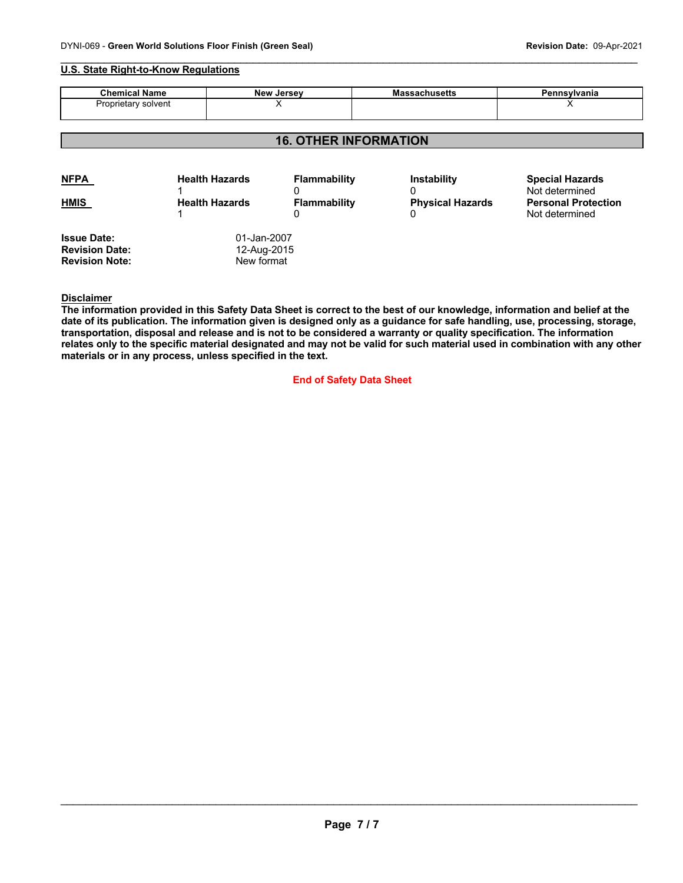**U.S. State Right-to-Know Regulations**

| Chemical Name | New Jersey | Massachusetts | Pennsylvania |
| --- | --- | --- | --- |
| Proprietary solvent | X | | X |

## 16. OTHER INFORMATION

| | | | | |
| --- | --- | --- | --- | --- |
| **NFPA** | **Health Hazards** 1 | **Flammability** 0 | **Instability** 0 | **Special Hazards** Not determined |
| **HMIS** | **Health Hazards** 1 | **Flammability** 0 | **Physical Hazards** 0 | **Personal Protection** Not determined |

**Issue Date:** 01-Jan-2007
**Revision Date:** 12-Aug-2015
**Revision Note:** New format

**Disclaimer**

**The information provided in this Safety Data Sheet is correct to the best of our knowledge, information and belief at the date of its publication. The information given is designed only as a guidance for safe handling, use, processing, storage, transportation, disposal and release and is not to be considered a warranty or quality specification. The information relates only to the specific material designated and may not be valid for such material used in combination with any other materials or in any process, unless specified in the text.**

**End of Safety Data Sheet**